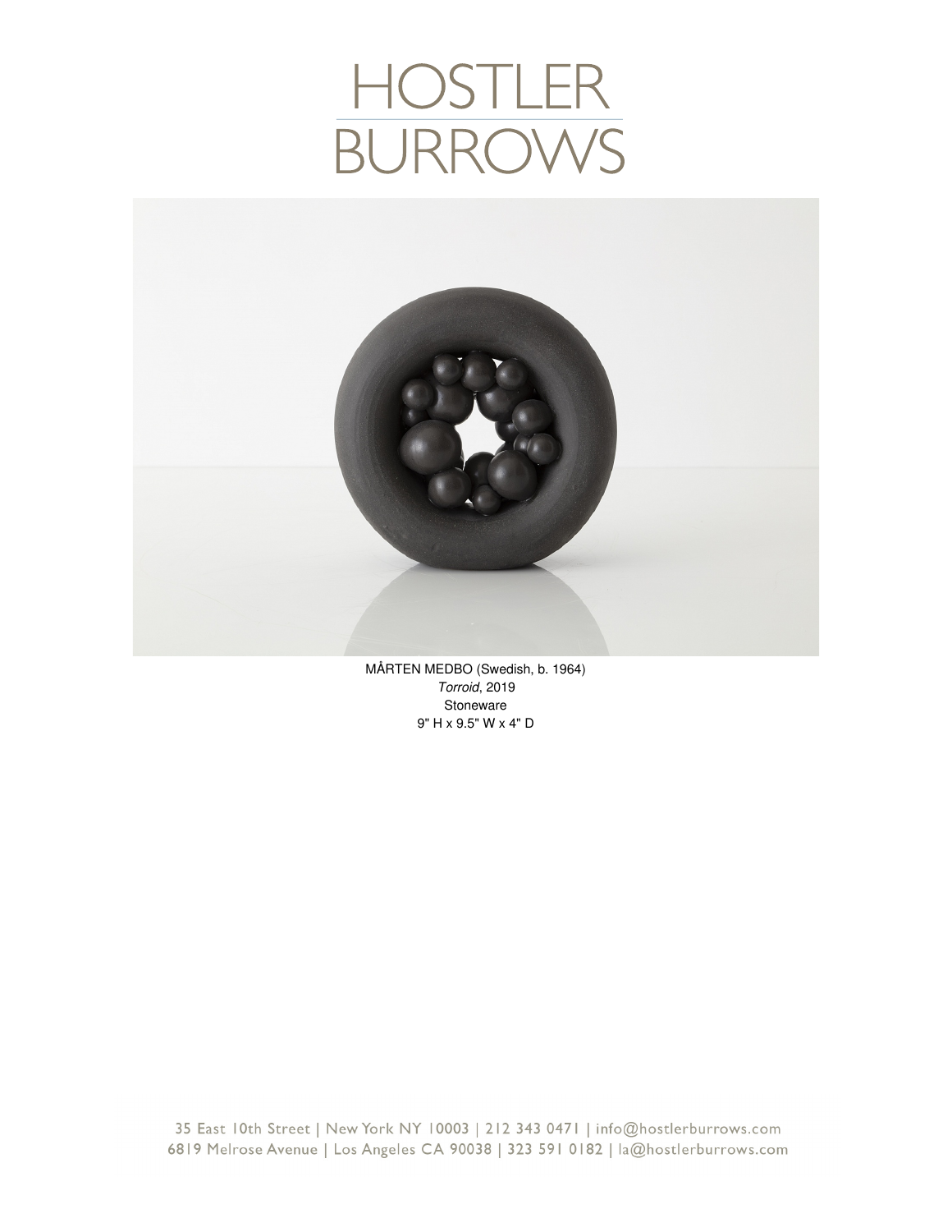# HOSTLER BURROWS

MÅRTEN MEDBO (Swedish, b. 1964)
*Torroid*, 2019
Stoneware
9" H x 9.5" W x 4" D

35 East 10th Street | New York NY 10003 | 212 343 0471 | info@hostlerburrows.com
6819 Melrose Avenue | Los Angeles CA 90038 | 323 591 0182 | la@hostlerburrows.com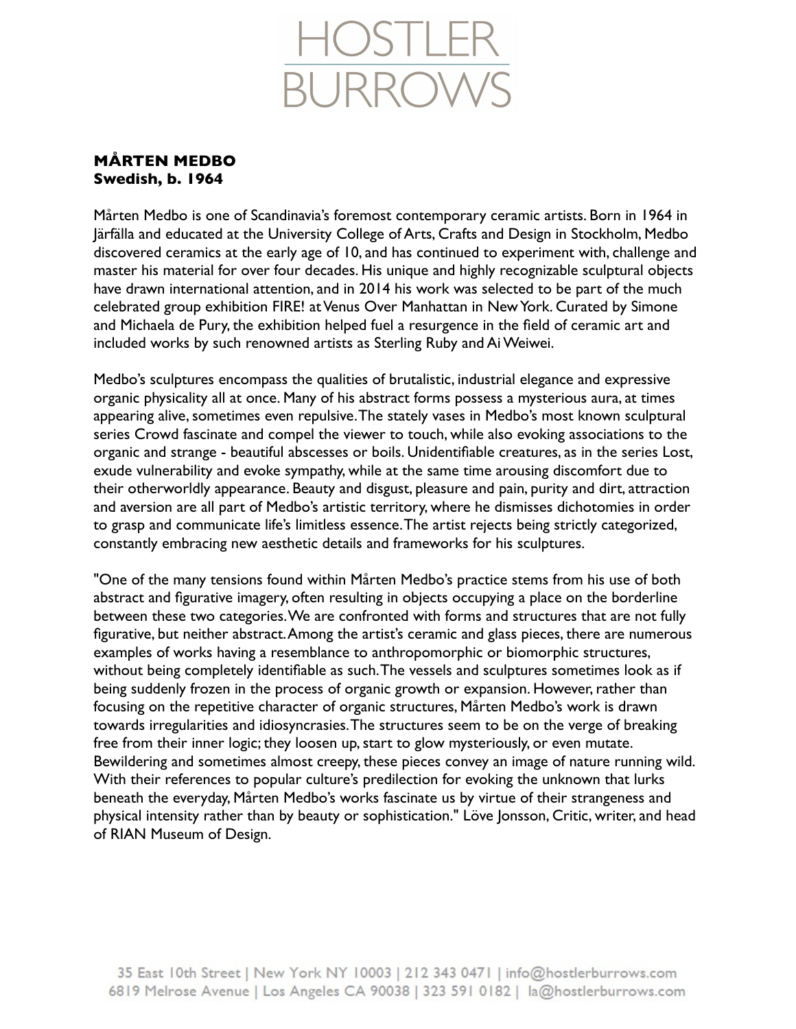# HOSTLER BURROWS

**MÅRTEN MEDBO**
**Swedish, b. 1964**

Mårten Medbo is one of Scandinavia's foremost contemporary ceramic artists. Born in 1964 in Järfälla and educated at the University College of Arts, Crafts and Design in Stockholm, Medbo discovered ceramics at the early age of 10, and has continued to experiment with, challenge and master his material for over four decades. His unique and highly recognizable sculptural objects have drawn international attention, and in 2014 his work was selected to be part of the much celebrated group exhibition FIRE! at Venus Over Manhattan in New York. Curated by Simone and Michaela de Pury, the exhibition helped fuel a resurgence in the field of ceramic art and included works by such renowned artists as Sterling Ruby and Ai Weiwei.

Medbo's sculptures encompass the qualities of brutalistic, industrial elegance and expressive organic physicality all at once. Many of his abstract forms possess a mysterious aura, at times appearing alive, sometimes even repulsive. The stately vases in Medbo's most known sculptural series Crowd fascinate and compel the viewer to touch, while also evoking associations to the organic and strange - beautiful abscesses or boils. Unidentifiable creatures, as in the series Lost, exude vulnerability and evoke sympathy, while at the same time arousing discomfort due to their otherworldly appearance. Beauty and disgust, pleasure and pain, purity and dirt, attraction and aversion are all part of Medbo's artistic territory, where he dismisses dichotomies in order to grasp and communicate life's limitless essence. The artist rejects being strictly categorized, constantly embracing new aesthetic details and frameworks for his sculptures.

"One of the many tensions found within Mårten Medbo's practice stems from his use of both abstract and figurative imagery, often resulting in objects occupying a place on the borderline between these two categories. We are confronted with forms and structures that are not fully figurative, but neither abstract. Among the artist's ceramic and glass pieces, there are numerous examples of works having a resemblance to anthropomorphic or biomorphic structures, without being completely identifiable as such. The vessels and sculptures sometimes look as if being suddenly frozen in the process of organic growth or expansion. However, rather than focusing on the repetitive character of organic structures, Mårten Medbo's work is drawn towards irregularities and idiosyncrasies. The structures seem to be on the verge of breaking free from their inner logic; they loosen up, start to glow mysteriously, or even mutate. Bewildering and sometimes almost creepy, these pieces convey an image of nature running wild. With their references to popular culture's predilection for evoking the unknown that lurks beneath the everyday, Mårten Medbo's works fascinate us by virtue of their strangeness and physical intensity rather than by beauty or sophistication." Löve Jonsson, Critic, writer, and head of RIAN Museum of Design.

35 East 10th Street | New York NY 10003 | 212 343 0471 | info@hostlerburrows.com
6819 Melrose Avenue | Los Angeles CA 90038 | 323 591 0182 | la@hostlerburrows.com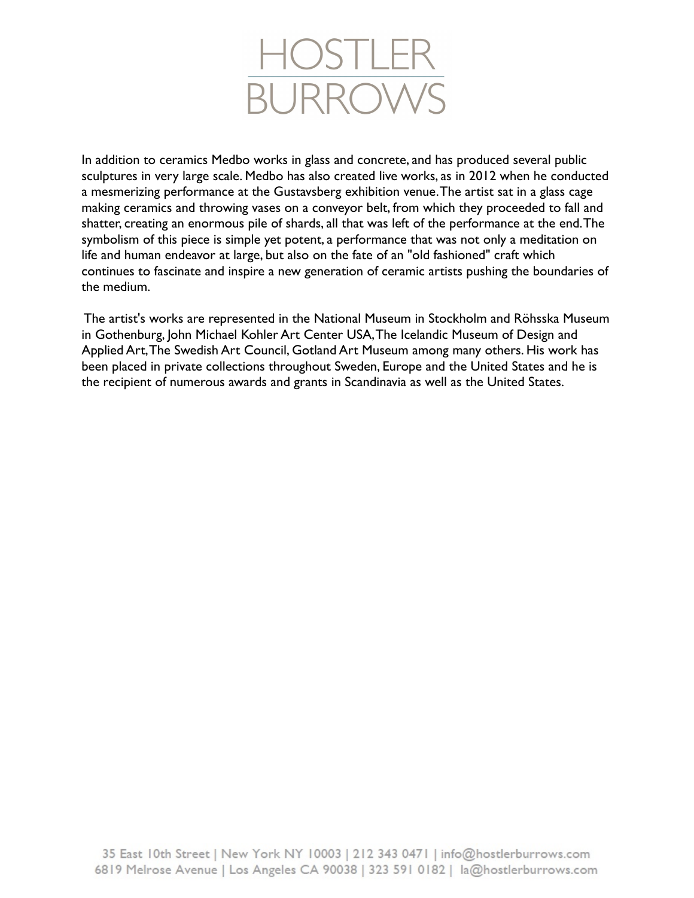In addition to ceramics Medbo works in glass and concrete, and has produced several public sculptures in very large scale. Medbo has also created live works, as in 2012 when he conducted a mesmerizing performance at the Gustavsberg exhibition venue. The artist sat in a glass cage making ceramics and throwing vases on a conveyor belt, from which they proceeded to fall and shatter, creating an enormous pile of shards, all that was left of the performance at the end. The symbolism of this piece is simple yet potent, a performance that was not only a meditation on life and human endeavor at large, but also on the fate of an "old fashioned" craft which continues to fascinate and inspire a new generation of ceramic artists pushing the boundaries of the medium.

The artist's works are represented in the National Museum in Stockholm and Röhsska Museum in Gothenburg, John Michael Kohler Art Center USA, The Icelandic Museum of Design and Applied Art, The Swedish Art Council, Gotland Art Museum among many others. His work has been placed in private collections throughout Sweden, Europe and the United States and he is the recipient of numerous awards and grants in Scandinavia as well as the United States.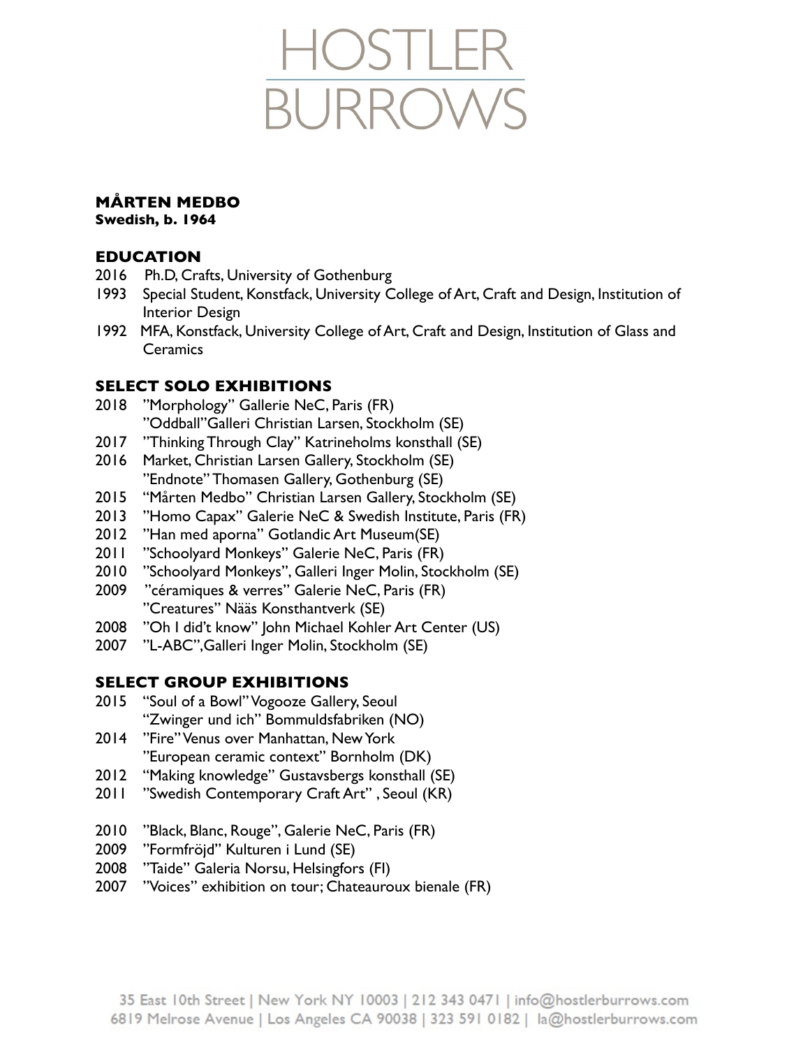# MÅRTEN MEDBO

**Swedish, b. 1964**

## EDUCATION

2016 Ph.D, Crafts, University of Gothenburg
1993 Special Student, Konstfack, University College of Art, Craft and Design, Institution of Interior Design
1992 MFA, Konstfack, University College of Art, Craft and Design, Institution of Glass and Ceramics

## SELECT SOLO EXHIBITIONS

2018 ”Morphology” Gallerie NeC, Paris (FR)
”Oddball”Galleri Christian Larsen, Stockholm (SE)
2017 ”Thinking Through Clay” Katrineholms konsthall (SE)
2016 Market, Christian Larsen Gallery, Stockholm (SE)
”Endnote” Thomasen Gallery, Gothenburg (SE)
2015 “Mårten Medbo” Christian Larsen Gallery, Stockholm (SE)
2013 ”Homo Capax” Galerie NeC & Swedish Institute, Paris (FR)
2012 ”Han med aporna” Gotlandic Art Museum(SE)
2011 ”Schoolyard Monkeys” Galerie NeC, Paris (FR)
2010 ”Schoolyard Monkeys”, Galleri Inger Molin, Stockholm (SE)
2009 ”céramiques & verres” Galerie NeC, Paris (FR)
”Creatures” Nääs Konsthantverk (SE)
2008 ”Oh I did’t know” John Michael Kohler Art Center (US)
2007 ”L-ABC”,Galleri Inger Molin, Stockholm (SE)

## SELECT GROUP EXHIBITIONS

2015 “Soul of a Bowl” Vogooze Gallery, Seoul
“Zwinger und ich” Bommuldsfabriken (NO)
2014 ”Fire” Venus over Manhattan, New York
”European ceramic context” Bornholm (DK)
2012 “Making knowledge” Gustavsbergs konsthall (SE)
2011 ”Swedish Contemporary Craft Art” , Seoul (KR)

2010 ”Black, Blanc, Rouge”, Galerie NeC, Paris (FR)
2009 ”Formfröjd” Kulturen i Lund (SE)
2008 ”Taide” Galeria Norsu, Helsingfors (FI)
2007 ”Voices” exhibition on tour; Chateauroux bienale (FR)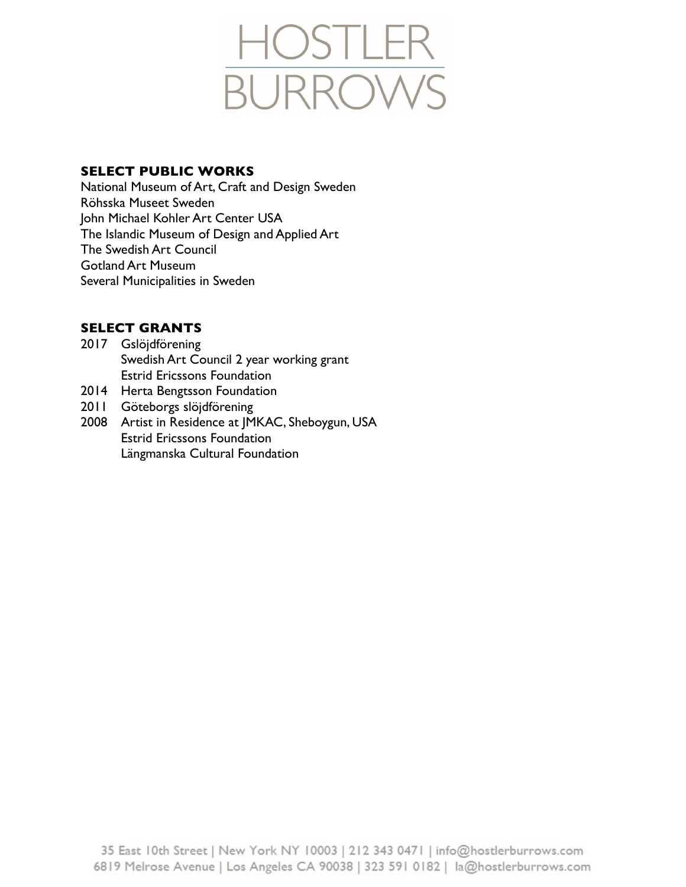### SELECT PUBLIC WORKS

National Museum of Art, Craft and Design Sweden
Röhsska Museet Sweden
John Michael Kohler Art Center USA
The Islandic Museum of Design and Applied Art
The Swedish Art Council
Gotland Art Museum
Several Municipalities in Sweden

### SELECT GRANTS

2017 Gslöjdförening
Swedish Art Council 2 year working grant
Estrid Ericssons Foundation
2014 Herta Bengtsson Foundation
2011 Göteborgs slöjdförening
2008 Artist in Residence at JMKAC, Sheboygun, USA
Estrid Ericssons Foundation
Längmanska Cultural Foundation